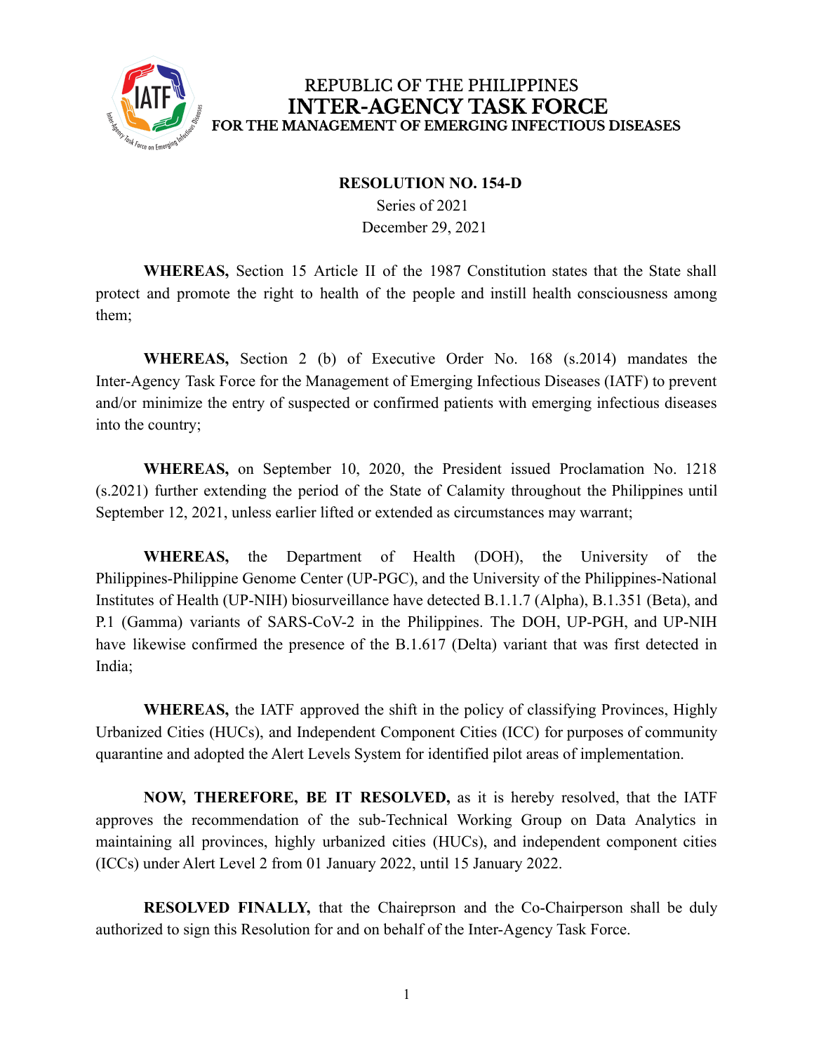# REPUBLIC OF THE PHILIPPINES
# INTER-AGENCY TASK FORCE
## FOR THE MANAGEMENT OF EMERGING INFECTIOUS DISEASES

**RESOLUTION NO. 154-D**

Series of 2021

December 29, 2021

**WHEREAS,** Section 15 Article II of the 1987 Constitution states that the State shall protect and promote the right to health of the people and instill health consciousness among them;

**WHEREAS,** Section 2 (b) of Executive Order No. 168 (s.2014) mandates the Inter-Agency Task Force for the Management of Emerging Infectious Diseases (IATF) to prevent and/or minimize the entry of suspected or confirmed patients with emerging infectious diseases into the country;

**WHEREAS,** on September 10, 2020, the President issued Proclamation No. 1218 (s.2021) further extending the period of the State of Calamity throughout the Philippines until September 12, 2021, unless earlier lifted or extended as circumstances may warrant;

**WHEREAS,** the Department of Health (DOH), the University of the Philippines-Philippine Genome Center (UP-PGC), and the University of the Philippines-National Institutes of Health (UP-NIH) biosurveillance have detected B.1.1.7 (Alpha), B.1.351 (Beta), and P.1 (Gamma) variants of SARS-CoV-2 in the Philippines. The DOH, UP-PGH, and UP-NIH have likewise confirmed the presence of the B.1.617 (Delta) variant that was first detected in India;

**WHEREAS,** the IATF approved the shift in the policy of classifying Provinces, Highly Urbanized Cities (HUCs), and Independent Component Cities (ICC) for purposes of community quarantine and adopted the Alert Levels System for identified pilot areas of implementation.

**NOW, THEREFORE, BE IT RESOLVED,** as it is hereby resolved, that the IATF approves the recommendation of the sub-Technical Working Group on Data Analytics in maintaining all provinces, highly urbanized cities (HUCs), and independent component cities (ICCs) under Alert Level 2 from 01 January 2022, until 15 January 2022.

**RESOLVED FINALLY,** that the Chaireprson and the Co-Chairperson shall be duly authorized to sign this Resolution for and on behalf of the Inter-Agency Task Force.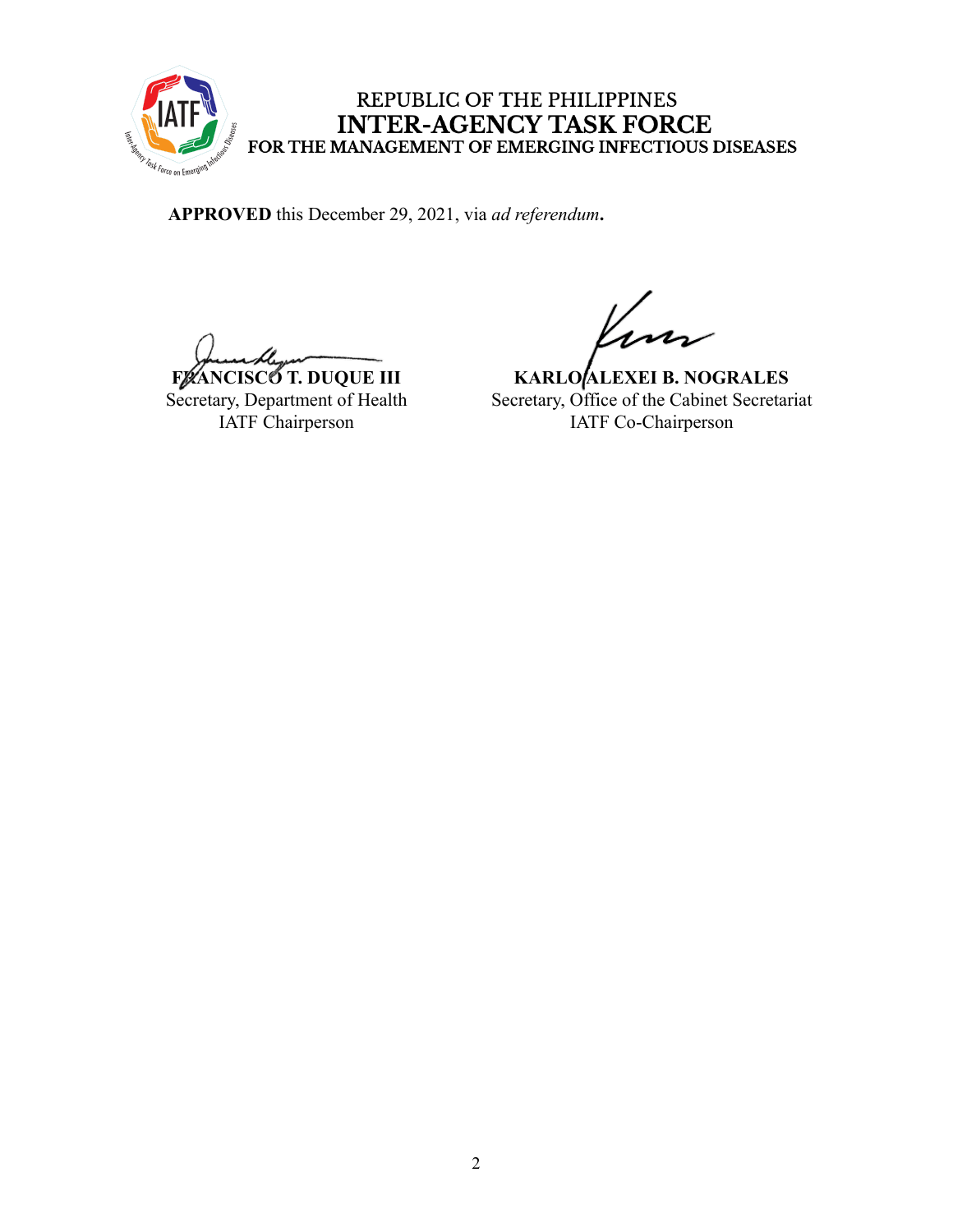REPUBLIC OF THE PHILIPPINES
**INTER-AGENCY TASK FORCE**
**FOR THE MANAGEMENT OF EMERGING INFECTIOUS DISEASES**

**APPROVED** this December 29, 2021, via *ad referendum***.**

**FRANCISCO T. DUQUE III**
Secretary, Department of Health
IATF Chairperson

**KARLO ALEXEI B. NOGRALES**
Secretary, Office of the Cabinet Secretariat
IATF Co-Chairperson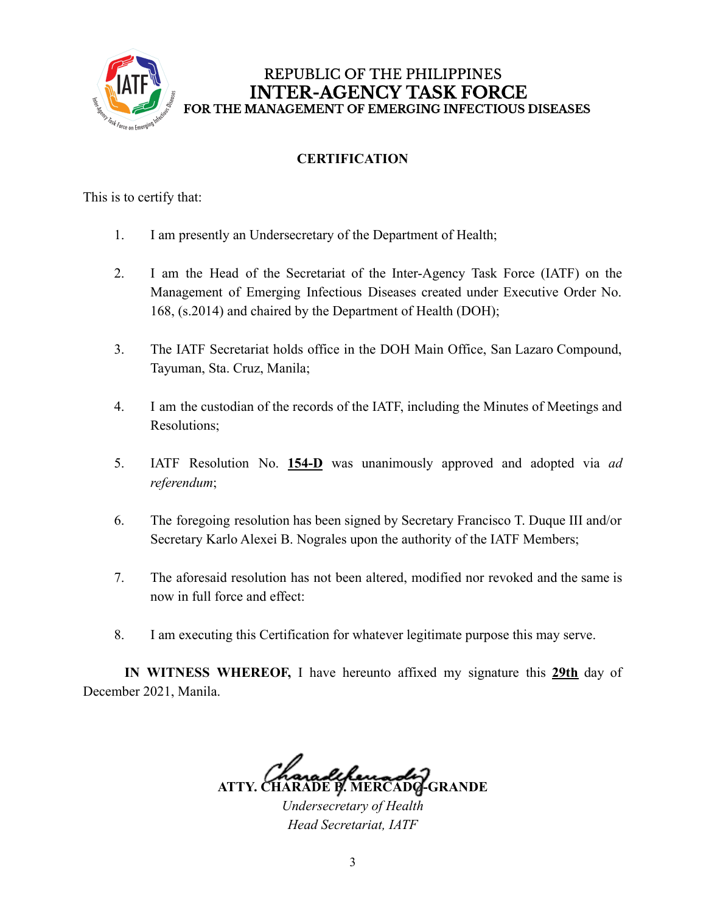REPUBLIC OF THE PHILIPPINES
**INTER-AGENCY TASK FORCE**
**FOR THE MANAGEMENT OF EMERGING INFECTIOUS DISEASES**

## CERTIFICATION

This is to certify that:

1. I am presently an Undersecretary of the Department of Health;

2. I am the Head of the Secretariat of the Inter-Agency Task Force (IATF) on the Management of Emerging Infectious Diseases created under Executive Order No. 168, (s.2014) and chaired by the Department of Health (DOH);

3. The IATF Secretariat holds office in the DOH Main Office, San Lazaro Compound, Tayuman, Sta. Cruz, Manila;

4. I am the custodian of the records of the IATF, including the Minutes of Meetings and Resolutions;

5. IATF Resolution No. **154-D** was unanimously approved and adopted via *ad referendum*;

6. The foregoing resolution has been signed by Secretary Francisco T. Duque III and/or Secretary Karlo Alexei B. Nograles upon the authority of the IATF Members;

7. The aforesaid resolution has not been altered, modified nor revoked and the same is now in full force and effect:

8. I am executing this Certification for whatever legitimate purpose this may serve.

**IN WITNESS WHEREOF,** I have hereunto affixed my signature this **29th** day of December 2021, Manila.

**ATTY. CHARADE B. MERCADO-GRANDE**
*Undersecretary of Health*
*Head Secretariat, IATF*